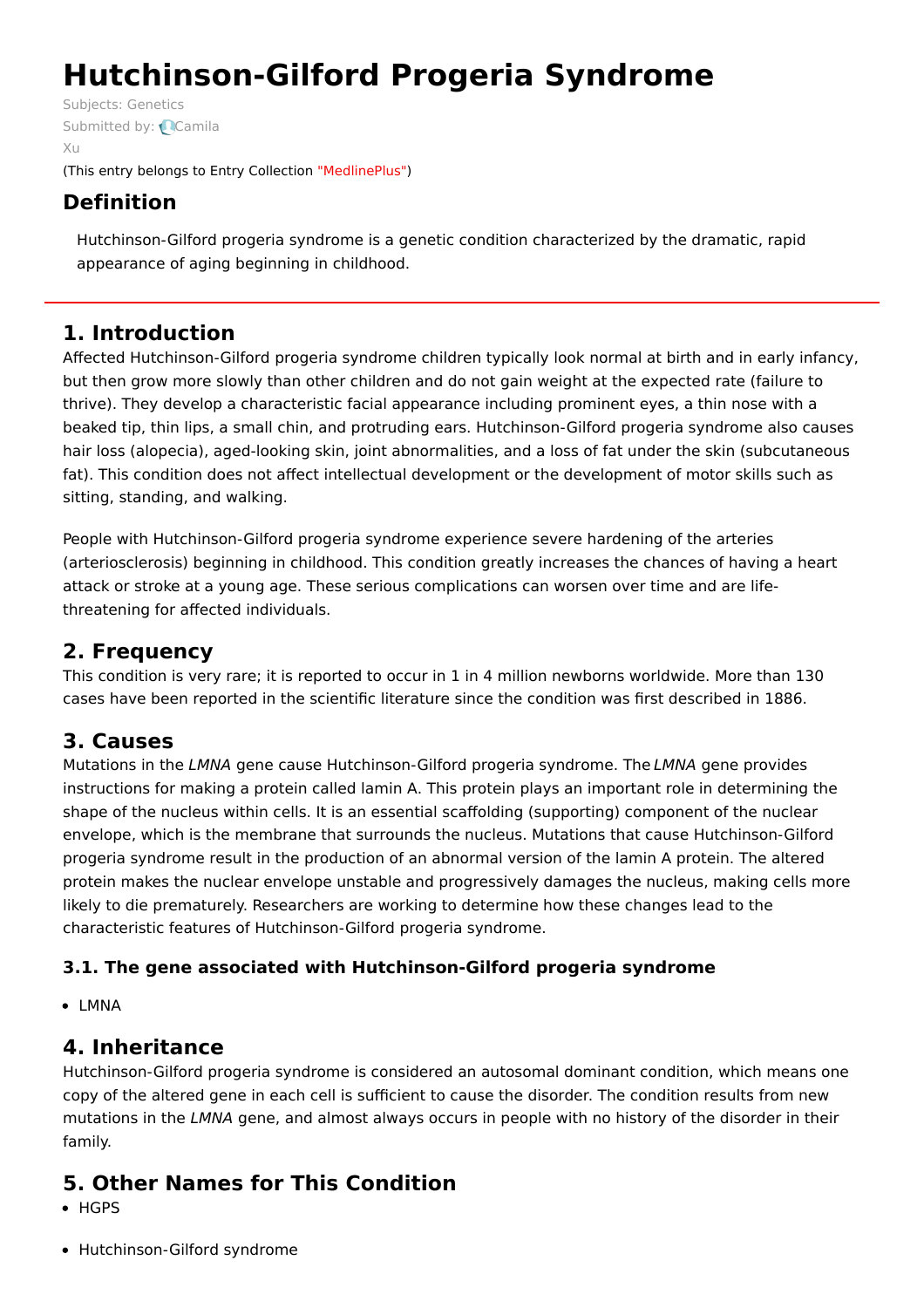# Hutchinson-Gilford Progeria Syndrome

Subjects: Genetics

Submitted by: Camila Xu

(This entry belongs to Entry Collection "MedlinePlus")

## Definition

Hutchinson-Gilford progeria syndrome is a genetic condition characterized by the dramatic, rapid appearance of aging beginning in childhood.

## 1. Introduction

Affected Hutchinson-Gilford progeria syndrome children typically look normal at birth and in early infancy, but then grow more slowly than other children and do not gain weight at the expected rate (failure to thrive). They develop a characteristic facial appearance including prominent eyes, a thin nose with a beaked tip, thin lips, a small chin, and protruding ears. Hutchinson-Gilford progeria syndrome also causes hair loss (alopecia), aged-looking skin, joint abnormalities, and a loss of fat under the skin (subcutaneous fat). This condition does not affect intellectual development or the development of motor skills such as sitting, standing, and walking.

People with Hutchinson-Gilford progeria syndrome experience severe hardening of the arteries (arteriosclerosis) beginning in childhood. This condition greatly increases the chances of having a heart attack or stroke at a young age. These serious complications can worsen over time and are life-threatening for affected individuals.

## 2. Frequency

This condition is very rare; it is reported to occur in 1 in 4 million newborns worldwide. More than 130 cases have been reported in the scientific literature since the condition was first described in 1886.

## 3. Causes

Mutations in the *LMNA* gene cause Hutchinson-Gilford progeria syndrome. The *LMNA* gene provides instructions for making a protein called lamin A. This protein plays an important role in determining the shape of the nucleus within cells. It is an essential scaffolding (supporting) component of the nuclear envelope, which is the membrane that surrounds the nucleus. Mutations that cause Hutchinson-Gilford progeria syndrome result in the production of an abnormal version of the lamin A protein. The altered protein makes the nuclear envelope unstable and progressively damages the nucleus, making cells more likely to die prematurely. Researchers are working to determine how these changes lead to the characteristic features of Hutchinson-Gilford progeria syndrome.

### 3.1. The gene associated with Hutchinson-Gilford progeria syndrome

- LMNA

## 4. Inheritance

Hutchinson-Gilford progeria syndrome is considered an autosomal dominant condition, which means one copy of the altered gene in each cell is sufficient to cause the disorder. The condition results from new mutations in the *LMNA* gene, and almost always occurs in people with no history of the disorder in their family.

## 5. Other Names for This Condition

- HGPS
- Hutchinson-Gilford syndrome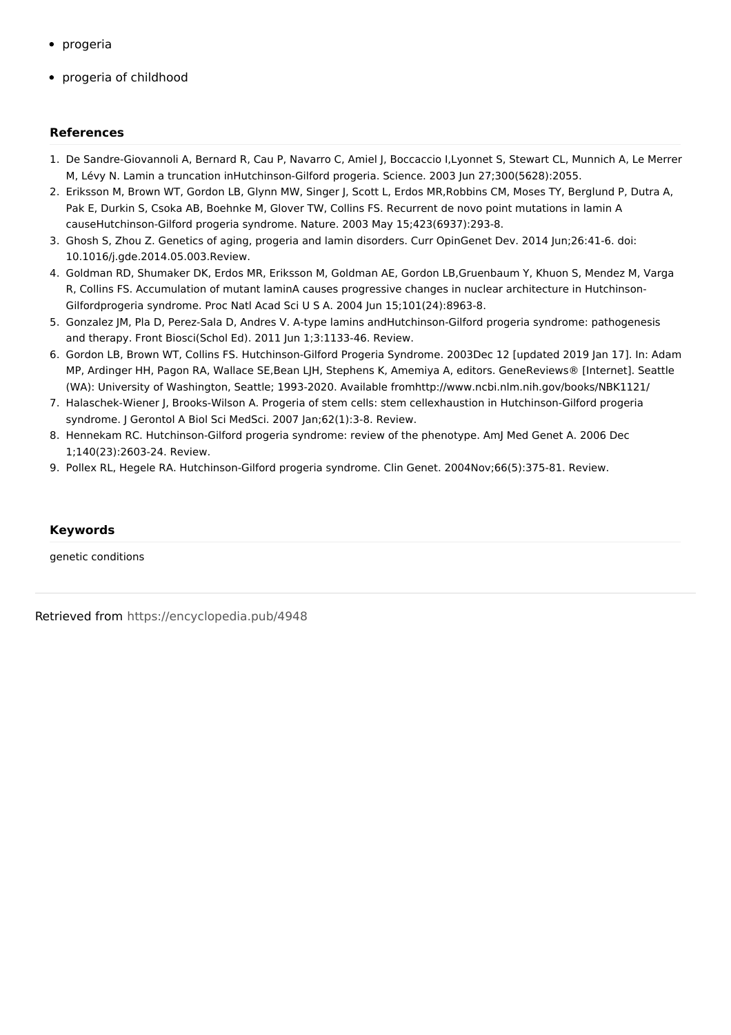- progeria
- progeria of childhood

## References

1. De Sandre-Giovannoli A, Bernard R, Cau P, Navarro C, Amiel J, Boccaccio I,Lyonnet S, Stewart CL, Munnich A, Le Merrer M, Lévy N. Lamin a truncation inHutchinson-Gilford progeria. Science. 2003 Jun 27;300(5628):2055.
2. Eriksson M, Brown WT, Gordon LB, Glynn MW, Singer J, Scott L, Erdos MR,Robbins CM, Moses TY, Berglund P, Dutra A, Pak E, Durkin S, Csoka AB, Boehnke M, Glover TW, Collins FS. Recurrent de novo point mutations in lamin A causeHutchinson-Gilford progeria syndrome. Nature. 2003 May 15;423(6937):293-8.
3. Ghosh S, Zhou Z. Genetics of aging, progeria and lamin disorders. Curr OpinGenet Dev. 2014 Jun;26:41-6. doi: 10.1016/j.gde.2014.05.003.Review.
4. Goldman RD, Shumaker DK, Erdos MR, Eriksson M, Goldman AE, Gordon LB,Gruenbaum Y, Khuon S, Mendez M, Varga R, Collins FS. Accumulation of mutant laminA causes progressive changes in nuclear architecture in Hutchinson-Gilfordprogeria syndrome. Proc Natl Acad Sci U S A. 2004 Jun 15;101(24):8963-8.
5. Gonzalez JM, Pla D, Perez-Sala D, Andres V. A-type lamins andHutchinson-Gilford progeria syndrome: pathogenesis and therapy. Front Biosci(Schol Ed). 2011 Jun 1;3:1133-46. Review.
6. Gordon LB, Brown WT, Collins FS. Hutchinson-Gilford Progeria Syndrome. 2003Dec 12 [updated 2019 Jan 17]. In: Adam MP, Ardinger HH, Pagon RA, Wallace SE,Bean LJH, Stephens K, Amemiya A, editors. GeneReviews® [Internet]. Seattle (WA): University of Washington, Seattle; 1993-2020. Available fromhttp://www.ncbi.nlm.nih.gov/books/NBK1121/
7. Halaschek-Wiener J, Brooks-Wilson A. Progeria of stem cells: stem cellexhaustion in Hutchinson-Gilford progeria syndrome. J Gerontol A Biol Sci MedSci. 2007 Jan;62(1):3-8. Review.
8. Hennekam RC. Hutchinson-Gilford progeria syndrome: review of the phenotype. AmJ Med Genet A. 2006 Dec 1;140(23):2603-24. Review.
9. Pollex RL, Hegele RA. Hutchinson-Gilford progeria syndrome. Clin Genet. 2004Nov;66(5):375-81. Review.

## Keywords

genetic conditions

Retrieved from https://encyclopedia.pub/4948